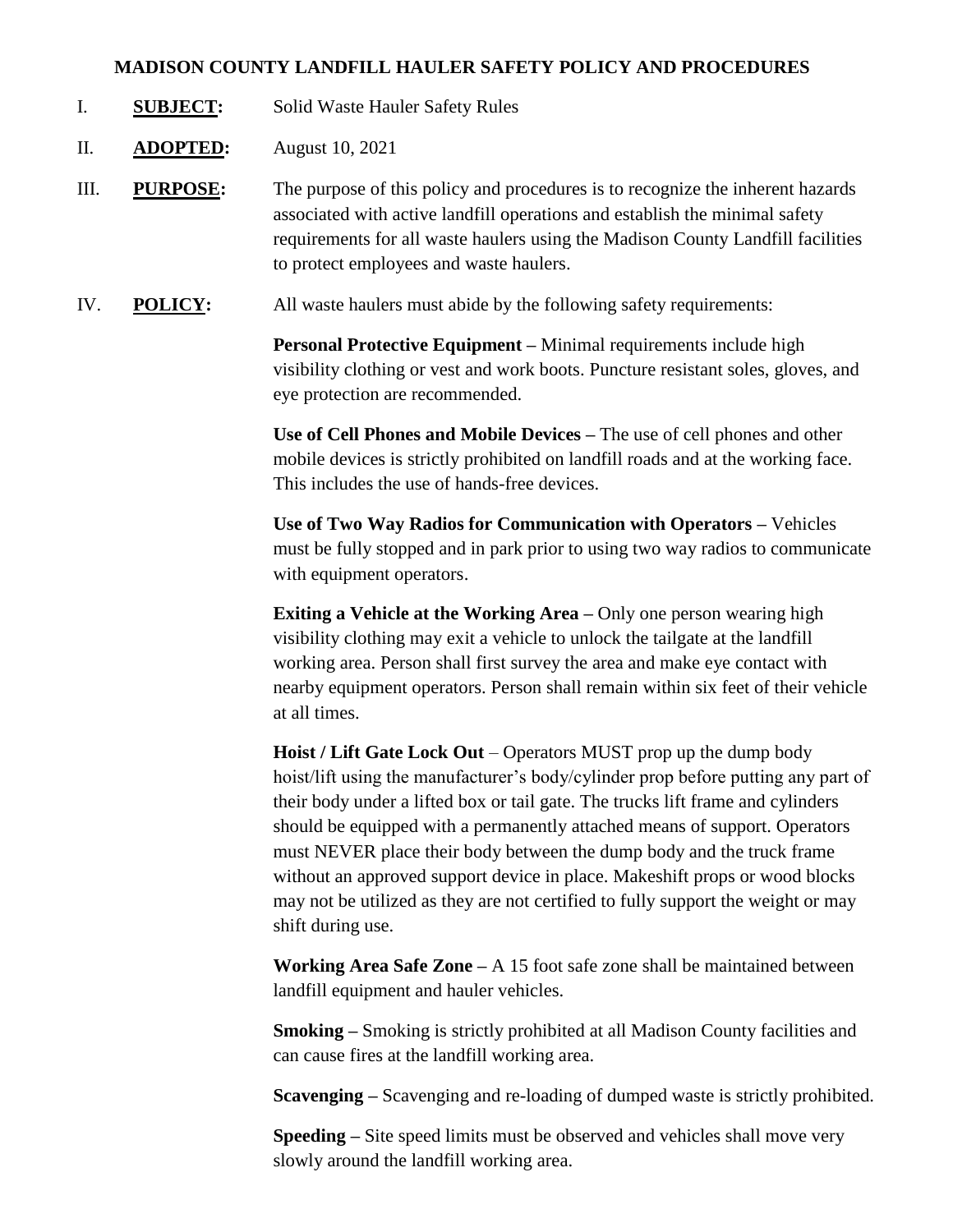# MADISON COUNTY LANDFILL HAULER SAFETY POLICY AND PROCEDURES

I. **SUBJECT:** Solid Waste Hauler Safety Rules

II. **ADOPTED:** August 10, 2021

III. **PURPOSE:** The purpose of this policy and procedures is to recognize the inherent hazards associated with active landfill operations and establish the minimal safety requirements for all waste haulers using the Madison County Landfill facilities to protect employees and waste haulers.

IV. **POLICY:** All waste haulers must abide by the following safety requirements:

**Personal Protective Equipment –** Minimal requirements include high visibility clothing or vest and work boots. Puncture resistant soles, gloves, and eye protection are recommended.

**Use of Cell Phones and Mobile Devices –** The use of cell phones and other mobile devices is strictly prohibited on landfill roads and at the working face. This includes the use of hands-free devices.

**Use of Two Way Radios for Communication with Operators –** Vehicles must be fully stopped and in park prior to using two way radios to communicate with equipment operators.

**Exiting a Vehicle at the Working Area –** Only one person wearing high visibility clothing may exit a vehicle to unlock the tailgate at the landfill working area. Person shall first survey the area and make eye contact with nearby equipment operators. Person shall remain within six feet of their vehicle at all times.

**Hoist / Lift Gate Lock Out** – Operators MUST prop up the dump body hoist/lift using the manufacturer's body/cylinder prop before putting any part of their body under a lifted box or tail gate. The trucks lift frame and cylinders should be equipped with a permanently attached means of support. Operators must NEVER place their body between the dump body and the truck frame without an approved support device in place. Makeshift props or wood blocks may not be utilized as they are not certified to fully support the weight or may shift during use.

**Working Area Safe Zone –** A 15 foot safe zone shall be maintained between landfill equipment and hauler vehicles.

**Smoking –** Smoking is strictly prohibited at all Madison County facilities and can cause fires at the landfill working area.

**Scavenging –** Scavenging and re-loading of dumped waste is strictly prohibited.

**Speeding –** Site speed limits must be observed and vehicles shall move very slowly around the landfill working area.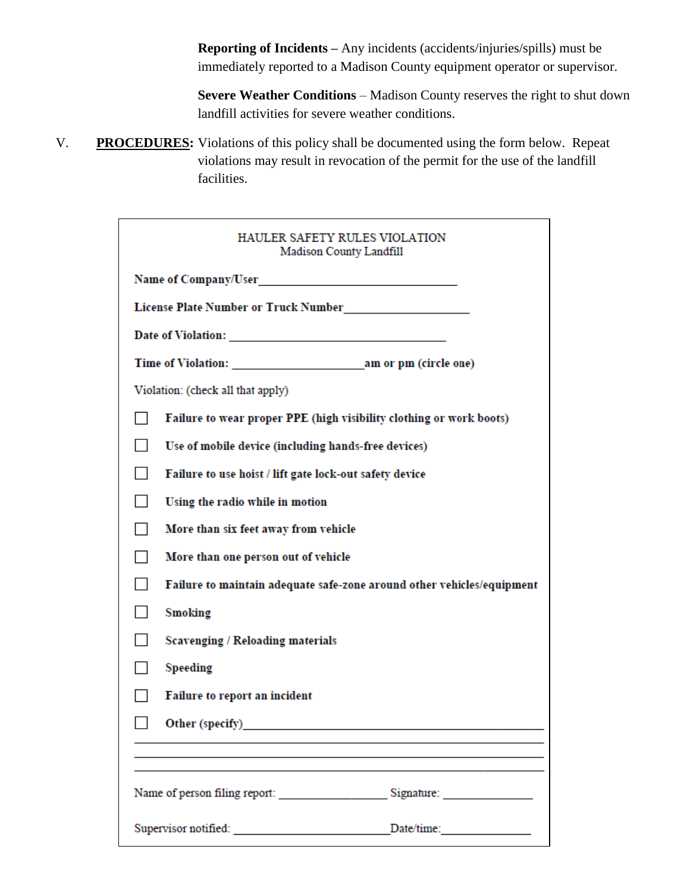**Reporting of Incidents –** Any incidents (accidents/injuries/spills) must be immediately reported to a Madison County equipment operator or supervisor.

**Severe Weather Conditions** – Madison County reserves the right to shut down landfill activities for severe weather conditions.

V. **PROCEDURES:** Violations of this policy shall be documented using the form below. Repeat violations may result in revocation of the permit for the use of the landfill facilities.

HAULER SAFETY RULES VIOLATION
Madison County Landfill

**Name of Company/User**________________________________

**License Plate Number or Truck Number**___________________

**Date of Violation:** ___________________________________

**Time of Violation:** ____________________am or pm (circle one)

Violation: (check all that apply)

- ☐ **Failure to wear proper PPE (high visibility clothing or work boots)**
- ☐ **Use of mobile device (including hands-free devices)**
- ☐ **Failure to use hoist / lift gate lock-out safety device**
- ☐ **Using the radio while in motion**
- ☐ **More than six feet away from vehicle**
- ☐ **More than one person out of vehicle**
- ☐ **Failure to maintain adequate safe-zone around other vehicles/equipment**
- ☐ **Smoking**
- ☐ **Scavenging / Reloading materials**
- ☐ **Speeding**
- ☐ **Failure to report an incident**
- ☐ **Other (specify)**_______________________________________________

___________________________________________________________________

___________________________________________________________________

___________________________________________________________________

Name of person filing report: _________________ Signature: ______________

Supervisor notified: ________________________Date/time:______________